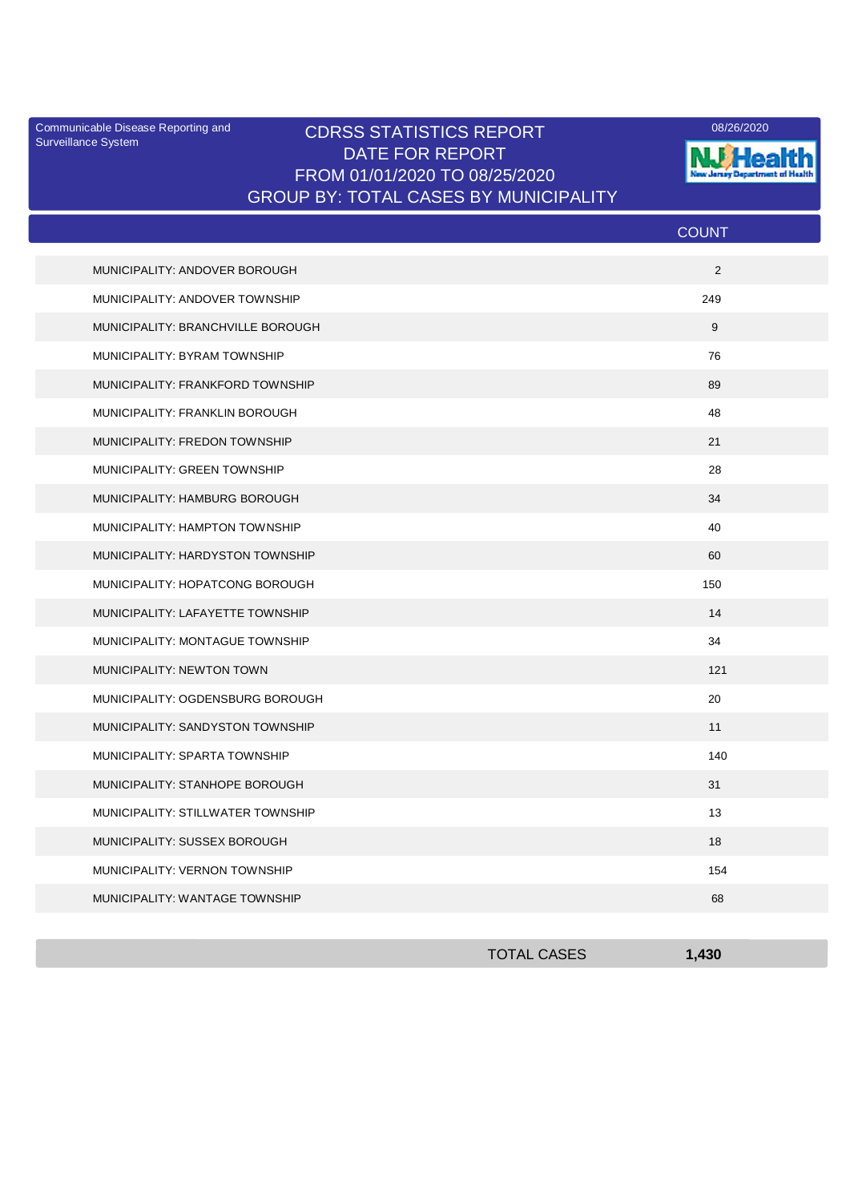Communicable Disease Reporting and Surveillance System

08/26/2020

# CDRSS STATISTICS REPORT
## DATE FOR REPORT
## FROM 01/01/2020 TO 08/25/2020
## GROUP BY: TOTAL CASES BY MUNICIPALITY

| | COUNT |
|---|---|
| MUNICIPALITY: ANDOVER BOROUGH | 2 |
| MUNICIPALITY: ANDOVER TOWNSHIP | 249 |
| MUNICIPALITY: BRANCHVILLE BOROUGH | 9 |
| MUNICIPALITY: BYRAM TOWNSHIP | 76 |
| MUNICIPALITY: FRANKFORD TOWNSHIP | 89 |
| MUNICIPALITY: FRANKLIN BOROUGH | 48 |
| MUNICIPALITY: FREDON TOWNSHIP | 21 |
| MUNICIPALITY: GREEN TOWNSHIP | 28 |
| MUNICIPALITY: HAMBURG BOROUGH | 34 |
| MUNICIPALITY: HAMPTON TOWNSHIP | 40 |
| MUNICIPALITY: HARDYSTON TOWNSHIP | 60 |
| MUNICIPALITY: HOPATCONG BOROUGH | 150 |
| MUNICIPALITY: LAFAYETTE TOWNSHIP | 14 |
| MUNICIPALITY: MONTAGUE TOWNSHIP | 34 |
| MUNICIPALITY: NEWTON TOWN | 121 |
| MUNICIPALITY: OGDENSBURG BOROUGH | 20 |
| MUNICIPALITY: SANDYSTON TOWNSHIP | 11 |
| MUNICIPALITY: SPARTA TOWNSHIP | 140 |
| MUNICIPALITY: STANHOPE BOROUGH | 31 |
| MUNICIPALITY: STILLWATER TOWNSHIP | 13 |
| MUNICIPALITY: SUSSEX BOROUGH | 18 |
| MUNICIPALITY: VERNON TOWNSHIP | 154 |
| MUNICIPALITY: WANTAGE TOWNSHIP | 68 |
| TOTAL CASES | **1,430** |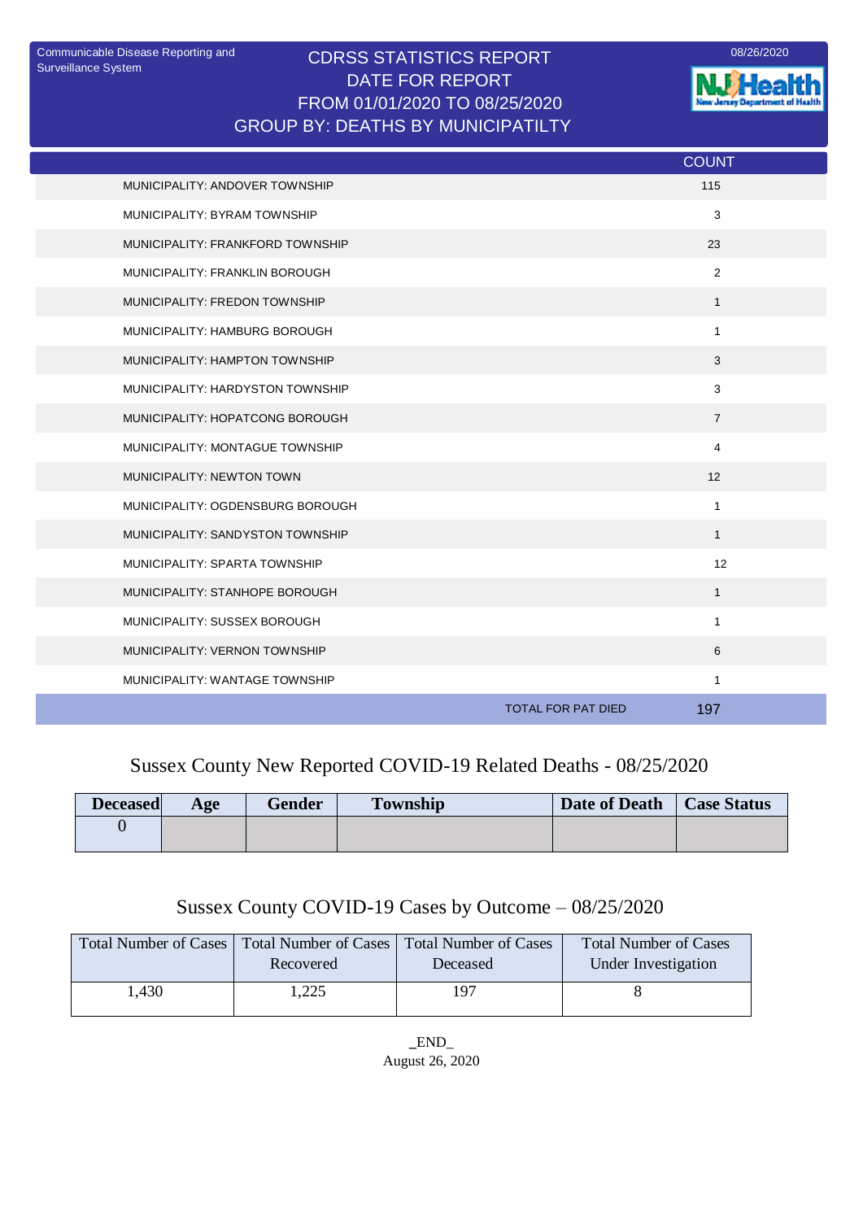Communicable Disease Reporting and Surveillance System

# CDRSS STATISTICS REPORT
## DATE FOR REPORT
## FROM 01/01/2020 TO 08/25/2020
## GROUP BY: DEATHS BY MUNICIPATILTY

08/26/2020

| | COUNT |
|---|---|
| MUNICIPALITY: ANDOVER TOWNSHIP | 115 |
| MUNICIPALITY: BYRAM TOWNSHIP | 3 |
| MUNICIPALITY: FRANKFORD TOWNSHIP | 23 |
| MUNICIPALITY: FRANKLIN BOROUGH | 2 |
| MUNICIPALITY: FREDON TOWNSHIP | 1 |
| MUNICIPALITY: HAMBURG BOROUGH | 1 |
| MUNICIPALITY: HAMPTON TOWNSHIP | 3 |
| MUNICIPALITY: HARDYSTON TOWNSHIP | 3 |
| MUNICIPALITY: HOPATCONG BOROUGH | 7 |
| MUNICIPALITY: MONTAGUE TOWNSHIP | 4 |
| MUNICIPALITY: NEWTON TOWN | 12 |
| MUNICIPALITY: OGDENSBURG BOROUGH | 1 |
| MUNICIPALITY: SANDYSTON TOWNSHIP | 1 |
| MUNICIPALITY: SPARTA TOWNSHIP | 12 |
| MUNICIPALITY: STANHOPE BOROUGH | 1 |
| MUNICIPALITY: SUSSEX BOROUGH | 1 |
| MUNICIPALITY: VERNON TOWNSHIP | 6 |
| MUNICIPALITY: WANTAGE TOWNSHIP | 1 |
| TOTAL FOR PAT DIED | 197 |

## Sussex County New Reported COVID-19 Related Deaths - 08/25/2020

| Deceased | Age | Gender | Township | Date of Death | Case Status |
|---|---|---|---|---|---|
| 0 | | | | | |

## Sussex County COVID-19 Cases by Outcome – 08/25/2020

| Total Number of Cases | Total Number of Cases Recovered | Total Number of Cases Deceased | Total Number of Cases Under Investigation |
|---|---|---|---|
| 1,430 | 1,225 | 197 | 8 |

_END_

August 26, 2020